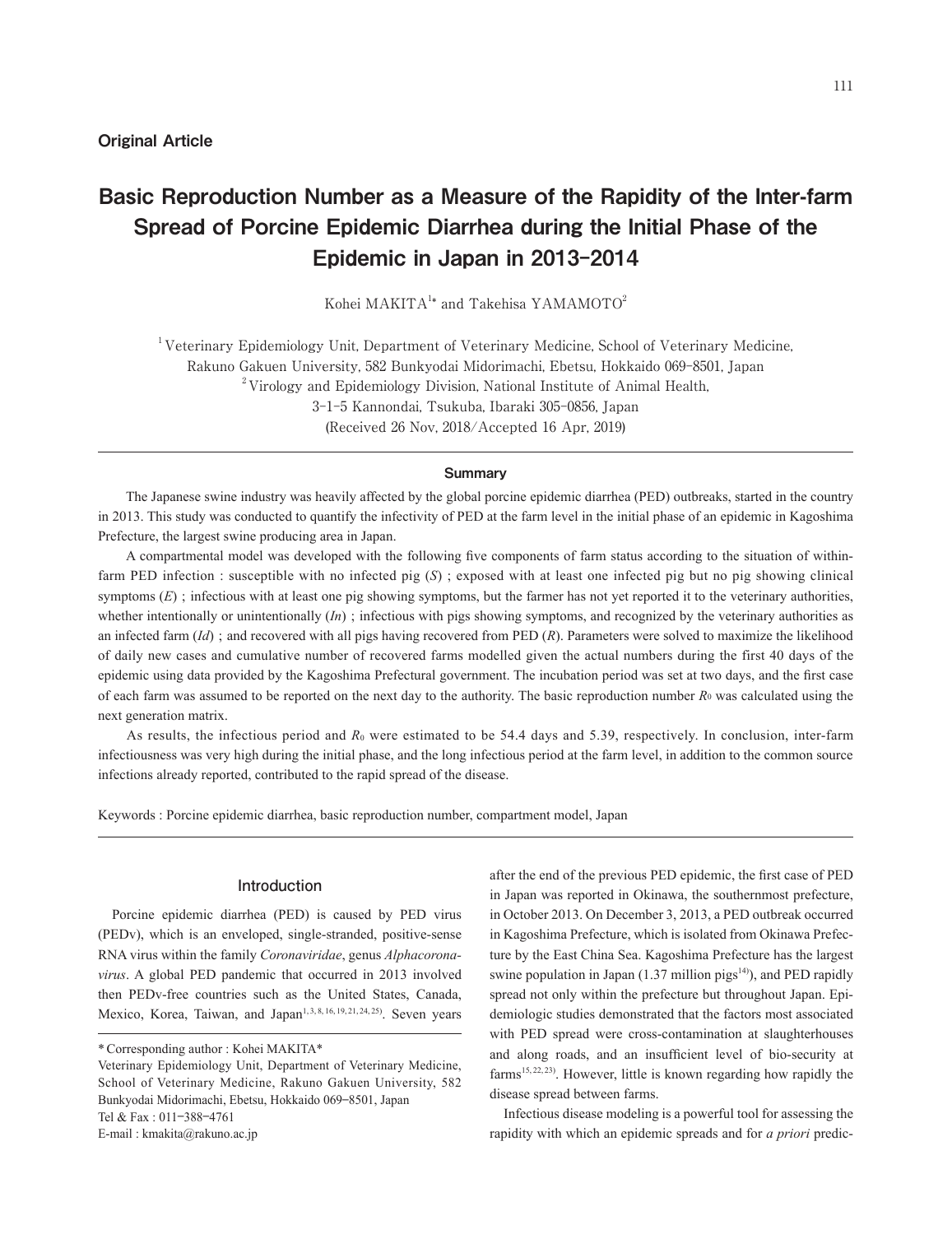Original Article

# Basic Reproduction Number as a Measure of the Rapidity of the Inter-farm Spread of Porcine Epidemic Diarrhea during the Initial Phase of the Epidemic in Japan in 2013–2014

Kohei MAKITA[1*] and Takehisa YAMAMOTO[2]

[1] Veterinary Epidemiology Unit, Department of Veterinary Medicine, School of Veterinary Medicine, Rakuno Gakuen University, 582 Bunkyodai Midorimachi, Ebetsu, Hokkaido 069-8501, Japan

[2] Virology and Epidemiology Division, National Institute of Animal Health, 3-1-5 Kannondai, Tsukuba, Ibaraki 305-0856, Japan

(Received 26 Nov, 2018/Accepted 16 Apr, 2019)

## Summary

The Japanese swine industry was heavily affected by the global porcine epidemic diarrhea (PED) outbreaks, started in the country in 2013. This study was conducted to quantify the infectivity of PED at the farm level in the initial phase of an epidemic in Kagoshima Prefecture, the largest swine producing area in Japan.

A compartmental model was developed with the following five components of farm status according to the situation of within-farm PED infection : susceptible with no infected pig ($S$) ; exposed with at least one infected pig but no pig showing clinical symptoms ($E$) ; infectious with at least one pig showing symptoms, but the farmer has not yet reported it to the veterinary authorities, whether intentionally or unintentionally ($In$) ; infectious with pigs showing symptoms, and recognized by the veterinary authorities as an infected farm ($Id$) ; and recovered with all pigs having recovered from PED ($R$). Parameters were solved to maximize the likelihood of daily new cases and cumulative number of recovered farms modelled given the actual numbers during the first 40 days of the epidemic using data provided by the Kagoshima Prefectural government. The incubation period was set at two days, and the first case of each farm was assumed to be reported on the next day to the authority. The basic reproduction number $R_0$ was calculated using the next generation matrix.

As results, the infectious period and $R_0$ were estimated to be 54.4 days and 5.39, respectively. In conclusion, inter-farm infectiousness was very high during the initial phase, and the long infectious period at the farm level, in addition to the common source infections already reported, contributed to the rapid spread of the disease.

Keywords : Porcine epidemic diarrhea, basic reproduction number, compartment model, Japan

## Introduction

Porcine epidemic diarrhea (PED) is caused by PED virus (PEDv), which is an enveloped, single-stranded, positive-sense RNA virus within the family *Coronaviridae*, genus *Alphacoronavirus*. A global PED pandemic that occurred in 2013 involved then PEDv-free countries such as the United States, Canada, Mexico, Korea, Taiwan, and Japan[1,3,8,16,19,21,24,25]. Seven years after the end of the previous PED epidemic, the first case of PED in Japan was reported in Okinawa, the southernmost prefecture, in October 2013. On December 3, 2013, a PED outbreak occurred in Kagoshima Prefecture, which is isolated from Okinawa Prefecture by the East China Sea. Kagoshima Prefecture has the largest swine population in Japan (1.37 million pigs[14]), and PED rapidly spread not only within the prefecture but throughout Japan. Epidemiologic studies demonstrated that the factors most associated with PED spread were cross-contamination at slaughterhouses and along roads, and an insufficient level of bio-security at farms[15,22,23]. However, little is known regarding how rapidly the disease spread between farms.

Infectious disease modeling is a powerful tool for assessing the rapidity with which an epidemic spreads and for *a priori* predic-

\* Corresponding author : Kohei MAKITA\*
Veterinary Epidemiology Unit, Department of Veterinary Medicine, School of Veterinary Medicine, Rakuno Gakuen University, 582 Bunkyodai Midorimachi, Ebetsu, Hokkaido 069-8501, Japan
Tel & Fax : 011-388-4761
E-mail : kmakita@rakuno.ac.jp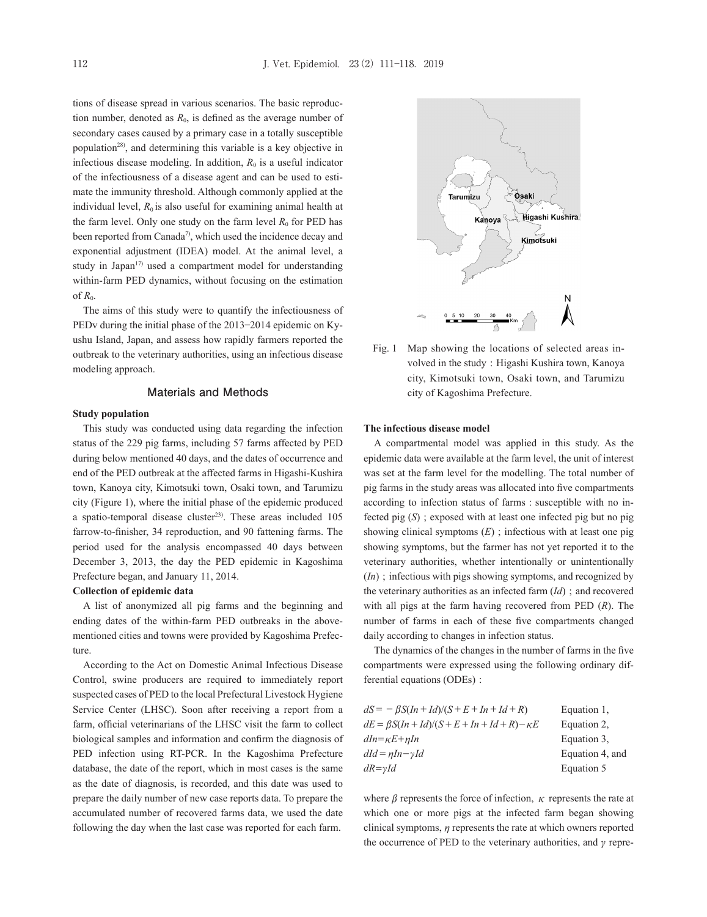tions of disease spread in various scenarios. The basic reproduction number, denoted as $R_0$, is defined as the average number of secondary cases caused by a primary case in a totally susceptible population[28], and determining this variable is a key objective in infectious disease modeling. In addition, $R_0$ is a useful indicator of the infectiousness of a disease agent and can be used to estimate the immunity threshold. Although commonly applied at the individual level, $R_0$ is also useful for examining animal health at the farm level. Only one study on the farm level $R_0$ for PED has been reported from Canada[7], which used the incidence decay and exponential adjustment (IDEA) model. At the animal level, a study in Japan[17] used a compartment model for understanding within-farm PED dynamics, without focusing on the estimation of $R_0$.

The aims of this study were to quantify the infectiousness of PEDv during the initial phase of the 2013−2014 epidemic on Kyushu Island, Japan, and assess how rapidly farmers reported the outbreak to the veterinary authorities, using an infectious disease modeling approach.

## Materials and Methods

### Study population

This study was conducted using data regarding the infection status of the 229 pig farms, including 57 farms affected by PED during below mentioned 40 days, and the dates of occurrence and end of the PED outbreak at the affected farms in Higashi-Kushira town, Kanoya city, Kimotsuki town, Osaki town, and Tarumizu city (Figure 1), where the initial phase of the epidemic produced a spatio-temporal disease cluster[23]. These areas included 105 farrow-to-finisher, 34 reproduction, and 90 fattening farms. The period used for the analysis encompassed 40 days between December 3, 2013, the day the PED epidemic in Kagoshima Prefecture began, and January 11, 2014.

### Collection of epidemic data

A list of anonymized all pig farms and the beginning and ending dates of the within-farm PED outbreaks in the above-mentioned cities and towns were provided by Kagoshima Prefecture.

According to the Act on Domestic Animal Infectious Disease Control, swine producers are required to immediately report suspected cases of PED to the local Prefectural Livestock Hygiene Service Center (LHSC). Soon after receiving a report from a farm, official veterinarians of the LHSC visit the farm to collect biological samples and information and confirm the diagnosis of PED infection using RT-PCR. In the Kagoshima Prefecture database, the date of the report, which in most cases is the same as the date of diagnosis, is recorded, and this date was used to prepare the daily number of new case reports data. To prepare the accumulated number of recovered farms data, we used the date following the day when the last case was reported for each farm.

Fig. 1 Map showing the locations of selected areas involved in the study : Higashi Kushira town, Kanoya city, Kimotsuki town, Osaki town, and Tarumizu city of Kagoshima Prefecture.

### The infectious disease model

A compartmental model was applied in this study. As the epidemic data were available at the farm level, the unit of interest was set at the farm level for the modelling. The total number of pig farms in the study areas was allocated into five compartments according to infection status of farms : susceptible with no infected pig ($S$) ; exposed with at least one infected pig but no pig showing clinical symptoms ($E$) ; infectious with at least one pig showing symptoms, but the farmer has not yet reported it to the veterinary authorities, whether intentionally or unintentionally ($In$) ; infectious with pigs showing symptoms, and recognized by the veterinary authorities as an infected farm ($Id$) ; and recovered with all pigs at the farm having recovered from PED ($R$). The number of farms in each of these five compartments changed daily according to changes in infection status.

The dynamics of the changes in the number of farms in the five compartments were expressed using the following ordinary differential equations (ODEs) :

$$dS = -\beta S(In + Id)/(S + E + In + Id + R) \qquad \text{Equation 1,}$$

$$dE = \beta S(In + Id)/(S + E + In + Id + R) - \kappa E \qquad \text{Equation 2,}$$

$$dIn = \kappa E + \eta In \qquad \text{Equation 3,}$$

$$dId = \eta In - \gamma Id \qquad \text{Equation 4, and}$$

$$dR = \gamma Id \qquad \text{Equation 5}$$

where $\beta$ represents the force of infection, $\kappa$ represents the rate at which one or more pigs at the infected farm began showing clinical symptoms, $\eta$ represents the rate at which owners reported the occurrence of PED to the veterinary authorities, and $\gamma$ repre-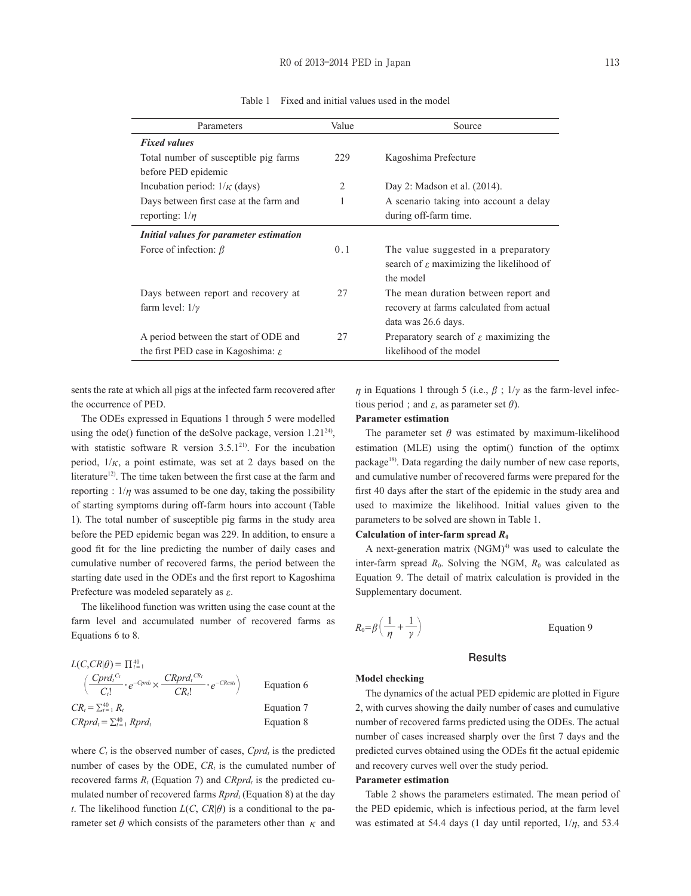Table 1 Fixed and initial values used in the model

| Parameters | Value | Source |
|---|---|---|
| ***Fixed values*** | | |
| Total number of susceptible pig farms before PED epidemic | 229 | Kagoshima Prefecture |
| Incubation period: $1/\kappa$ (days) | 2 | Day 2: Madson et al. (2014). |
| Days between first case at the farm and reporting: $1/\eta$ | 1 | A scenario taking into account a delay during off-farm time. |
| ***Initial values for parameter estimation*** | | |
| Force of infection: $\beta$ | 0.1 | The value suggested in a preparatory search of $\varepsilon$ maximizing the likelihood of the model |
| Days between report and recovery at farm level: $1/\gamma$ | 27 | The mean duration between report and recovery at farms calculated from actual data was 26.6 days. |
| A period between the start of ODE and the first PED case in Kagoshima: $\varepsilon$ | 27 | Preparatory search of $\varepsilon$ maximizing the likelihood of the model |

sents the rate at which all pigs at the infected farm recovered after the occurrence of PED.

The ODEs expressed in Equations 1 through 5 were modelled using the ode() function of the deSolve package, version 1.21[24], with statistic software R version 3.5.1[21]. For the incubation period, $1/\kappa$, a point estimate, was set at 2 days based on the literature[12]. The time taken between the first case at the farm and reporting : $1/\eta$ was assumed to be one day, taking the possibility of starting symptoms during off-farm hours into account (Table 1). The total number of susceptible pig farms in the study area before the PED epidemic began was 229. In addition, to ensure a good fit for the line predicting the number of daily cases and cumulative number of recovered farms, the period between the starting date used in the ODEs and the first report to Kagoshima Prefecture was modeled separately as $\varepsilon$.

The likelihood function was written using the case count at the farm level and accumulated number of recovered farms as Equations 6 to 8.

$$L(C,CR|\theta) = \prod_{t=1}^{40} \left( \frac{Cprd_t^{C_t}}{C_t!} \cdot e^{-Cprd_t} \times \frac{CRprd_t^{CR_t}}{CR_t!} \cdot e^{-CRest_t} \right) \qquad \text{Equation 6}$$

$$CR_t = \sum_{t=1}^{40} R_t \qquad \text{Equation 7}$$

$$CRprd_t = \sum_{t=1}^{40} Rprd_t \qquad \text{Equation 8}$$

where $C_t$ is the observed number of cases, $Cprd_t$ is the predicted number of cases by the ODE, $CR_t$ is the cumulated number of recovered farms $R_t$ (Equation 7) and $CRprd_t$ is the predicted cumulated number of recovered farms $Rprd_t$ (Equation 8) at the day $t$. The likelihood function $L(C, CR|\theta)$ is a conditional to the parameter set $\theta$ which consists of the parameters other than $\kappa$ and $\eta$ in Equations 1 through 5 (i.e., $\beta$ ; $1/\gamma$ as the farm-level infectious period ; and $\varepsilon$, as parameter set $\theta$).

**Parameter estimation**

The parameter set $\theta$ was estimated by maximum-likelihood estimation (MLE) using the optim() function of the optimx package[18]. Data regarding the daily number of new case reports, and cumulative number of recovered farms were prepared for the first 40 days after the start of the epidemic in the study area and used to maximize the likelihood. Initial values given to the parameters to be solved are shown in Table 1.

**Calculation of inter-farm spread $R_0$**

A next-generation matrix (NGM)[4] was used to calculate the inter-farm spread $R_0$. Solving the NGM, $R_0$ was calculated as Equation 9. The detail of matrix calculation is provided in the Supplementary document.

$$R_0 = \beta \left( \frac{1}{\eta} + \frac{1}{\gamma} \right) \qquad \text{Equation 9}$$

## Results

**Model checking**

The dynamics of the actual PED epidemic are plotted in Figure 2, with curves showing the daily number of cases and cumulative number of recovered farms predicted using the ODEs. The actual number of cases increased sharply over the first 7 days and the predicted curves obtained using the ODEs fit the actual epidemic and recovery curves well over the study period.

**Parameter estimation**

Table 2 shows the parameters estimated. The mean period of the PED epidemic, which is infectious period, at the farm level was estimated at 54.4 days (1 day until reported, $1/\eta$, and 53.4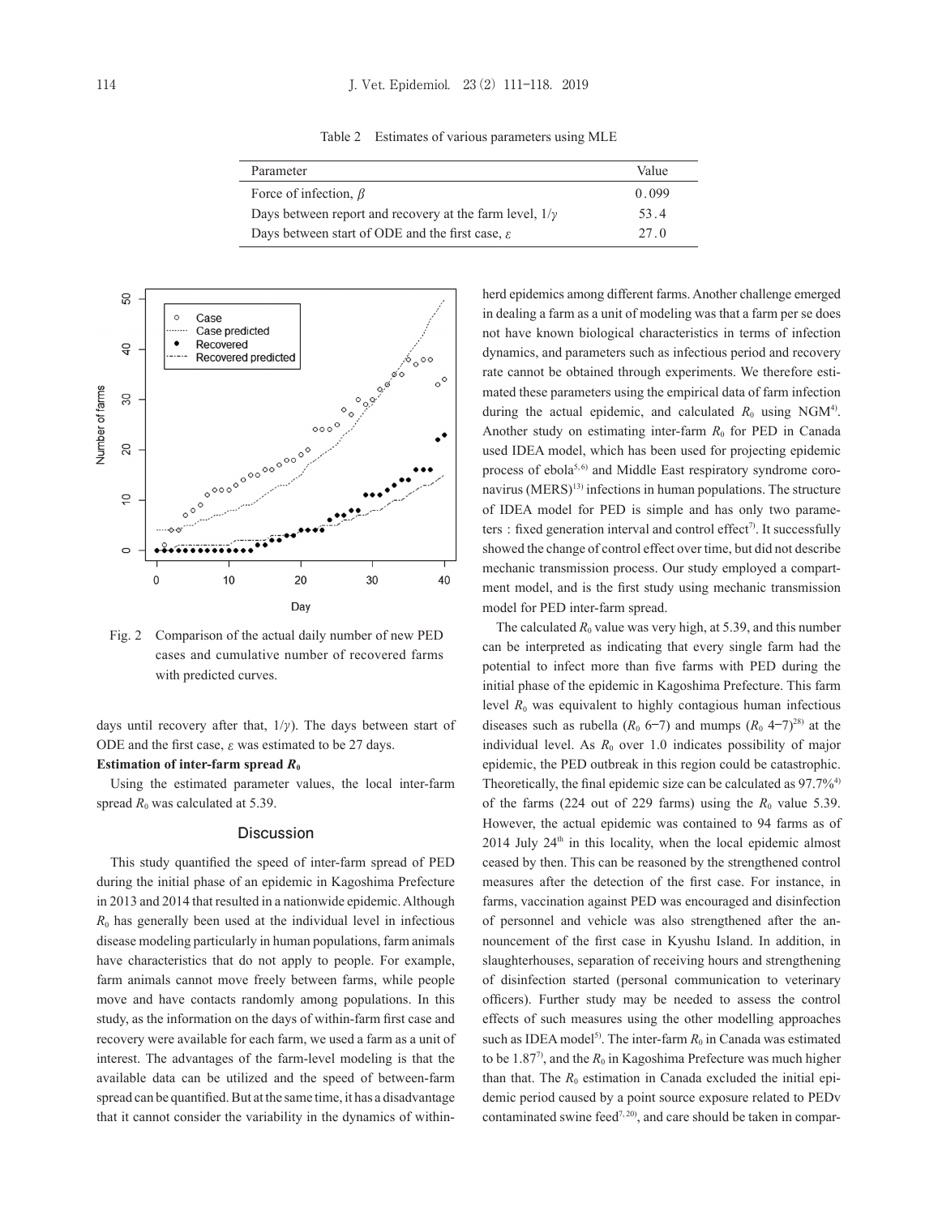Table 2 Estimates of various parameters using MLE

| Parameter | Value |
|---|---|
| Force of infection, $\beta$ | 0.099 |
| Days between report and recovery at the farm level, $1/\gamma$ | 53.4 |
| Days between start of ODE and the first case, $\varepsilon$ | 27.0 |

Fig. 2 Comparison of the actual daily number of new PED cases and cumulative number of recovered farms with predicted curves.

days until recovery after that, $1/\gamma$). The days between start of ODE and the first case, $\varepsilon$ was estimated to be 27 days.

**Estimation of inter-farm spread $R_0$**

Using the estimated parameter values, the local inter-farm spread $R_0$ was calculated at 5.39.

## Discussion

This study quantified the speed of inter-farm spread of PED during the initial phase of an epidemic in Kagoshima Prefecture in 2013 and 2014 that resulted in a nationwide epidemic. Although $R_0$ has generally been used at the individual level in infectious disease modeling particularly in human populations, farm animals have characteristics that do not apply to people. For example, farm animals cannot move freely between farms, while people move and have contacts randomly among populations. In this study, as the information on the days of within-farm first case and recovery were available for each farm, we used a farm as a unit of interest. The advantages of the farm-level modeling is that the available data can be utilized and the speed of between-farm spread can be quantified. But at the same time, it has a disadvantage that it cannot consider the variability in the dynamics of within-herd epidemics among different farms. Another challenge emerged in dealing a farm as a unit of modeling was that a farm per se does not have known biological characteristics in terms of infection dynamics, and parameters such as infectious period and recovery rate cannot be obtained through experiments. We therefore estimated these parameters using the empirical data of farm infection during the actual epidemic, and calculated $R_0$ using NGM[4]. Another study on estimating inter-farm $R_0$ for PED in Canada used IDEA model, which has been used for projecting epidemic process of ebola[5,6] and Middle East respiratory syndrome coronavirus (MERS)[13] infections in human populations. The structure of IDEA model for PED is simple and has only two parameters : fixed generation interval and control effect[7]. It successfully showed the change of control effect over time, but did not describe mechanic transmission process. Our study employed a compartment model, and is the first study using mechanic transmission model for PED inter-farm spread.

The calculated $R_0$ value was very high, at 5.39, and this number can be interpreted as indicating that every single farm had the potential to infect more than five farms with PED during the initial phase of the epidemic in Kagoshima Prefecture. This farm level $R_0$ was equivalent to highly contagious human infectious diseases such as rubella ($R_0$ 6–7) and mumps ($R_0$ 4–7)[28] at the individual level. As $R_0$ over 1.0 indicates possibility of major epidemic, the PED outbreak in this region could be catastrophic. Theoretically, the final epidemic size can be calculated as 97.7%[4] of the farms (224 out of 229 farms) using the $R_0$ value 5.39. However, the actual epidemic was contained to 94 farms as of 2014 July 24th in this locality, when the local epidemic almost ceased by then. This can be reasoned by the strengthened control measures after the detection of the first case. For instance, in farms, vaccination against PED was encouraged and disinfection of personnel and vehicle was also strengthened after the announcement of the first case in Kyushu Island. In addition, in slaughterhouses, separation of receiving hours and strengthening of disinfection started (personal communication to veterinary officers). Further study may be needed to assess the control effects of such measures using the other modelling approaches such as IDEA model[5]. The inter-farm $R_0$ in Canada was estimated to be 1.87[7], and the $R_0$ in Kagoshima Prefecture was much higher than that. The $R_0$ estimation in Canada excluded the initial epidemic period caused by a point source exposure related to PEDv contaminated swine feed[7,20], and care should be taken in compar-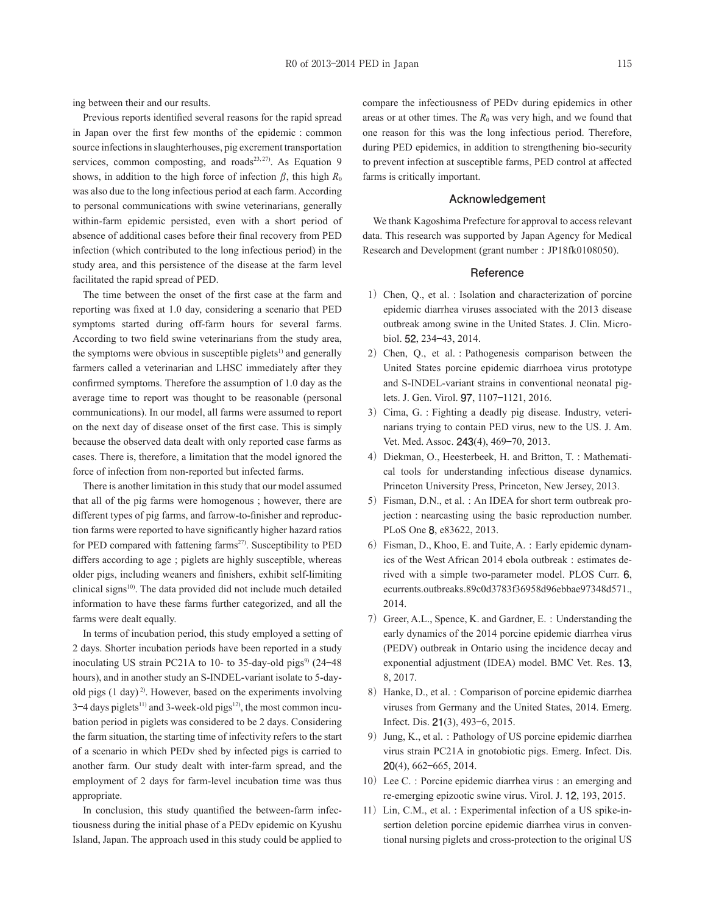ing between their and our results.

Previous reports identified several reasons for the rapid spread in Japan over the first few months of the epidemic : common source infections in slaughterhouses, pig excrement transportation services, common composting, and roads[23, 27]. As Equation 9 shows, in addition to the high force of infection $\beta$, this high $R_0$ was also due to the long infectious period at each farm. According to personal communications with swine veterinarians, generally within-farm epidemic persisted, even with a short period of absence of additional cases before their final recovery from PED infection (which contributed to the long infectious period) in the study area, and this persistence of the disease at the farm level facilitated the rapid spread of PED.

The time between the onset of the first case at the farm and reporting was fixed at 1.0 day, considering a scenario that PED symptoms started during off-farm hours for several farms. According to two field swine veterinarians from the study area, the symptoms were obvious in susceptible piglets[1] and generally farmers called a veterinarian and LHSC immediately after they confirmed symptoms. Therefore the assumption of 1.0 day as the average time to report was thought to be reasonable (personal communications). In our model, all farms were assumed to report on the next day of disease onset of the first case. This is simply because the observed data dealt with only reported case farms as cases. There is, therefore, a limitation that the model ignored the force of infection from non-reported but infected farms.

There is another limitation in this study that our model assumed that all of the pig farms were homogenous ; however, there are different types of pig farms, and farrow-to-finisher and reproduction farms were reported to have significantly higher hazard ratios for PED compared with fattening farms[27]. Susceptibility to PED differs according to age ; piglets are highly susceptible, whereas older pigs, including weaners and finishers, exhibit self-limiting clinical signs[10]. The data provided did not include much detailed information to have these farms further categorized, and all the farms were dealt equally.

In terms of incubation period, this study employed a setting of 2 days. Shorter incubation periods have been reported in a study inoculating US strain PC21A to 10- to 35-day-old pigs[9] (24–48 hours), and in another study an S-INDEL-variant isolate to 5-day-old pigs (1 day)[2]. However, based on the experiments involving 3–4 days piglets[11] and 3-week-old pigs[12], the most common incubation period in piglets was considered to be 2 days. Considering the farm situation, the starting time of infectivity refers to the start of a scenario in which PEDv shed by infected pigs is carried to another farm. Our study dealt with inter-farm spread, and the employment of 2 days for farm-level incubation time was thus appropriate.

In conclusion, this study quantified the between-farm infectiousness during the initial phase of a PEDv epidemic on Kyushu Island, Japan. The approach used in this study could be applied to compare the infectiousness of PEDv during epidemics in other areas or at other times. The $R_0$ was very high, and we found that one reason for this was the long infectious period. Therefore, during PED epidemics, in addition to strengthening bio-security to prevent infection at susceptible farms, PED control at affected farms is critically important.

## Acknowledgement

We thank Kagoshima Prefecture for approval to access relevant data. This research was supported by Japan Agency for Medical Research and Development (grant number : JP18fk0108050).

## Reference

1) Chen, Q., et al. : Isolation and characterization of porcine epidemic diarrhea viruses associated with the 2013 disease outbreak among swine in the United States. J. Clin. Microbiol. **52**, 234–43, 2014.
2) Chen, Q., et al. : Pathogenesis comparison between the United States porcine epidemic diarrhoea virus prototype and S-INDEL-variant strains in conventional neonatal piglets. J. Gen. Virol. **97**, 1107–1121, 2016.
3) Cima, G. : Fighting a deadly pig disease. Industry, veterinarians trying to contain PED virus, new to the US. J. Am. Vet. Med. Assoc. **243**(4), 469–70, 2013.
4) Diekman, O., Heesterbeek, H. and Britton, T. : Mathematical tools for understanding infectious disease dynamics. Princeton University Press, Princeton, New Jersey, 2013.
5) Fisman, D.N., et al. : An IDEA for short term outbreak projection : nearcasting using the basic reproduction number. PLoS One **8**, e83622, 2013.
6) Fisman, D., Khoo, E. and Tuite, A. : Early epidemic dynamics of the West African 2014 ebola outbreak : estimates derived with a simple two-parameter model. PLOS Curr. **6**, ecurrents.outbreaks.89c0d3783f36958d96ebbae97348d571., 2014.
7) Greer, A.L., Spence, K. and Gardner, E. : Understanding the early dynamics of the 2014 porcine epidemic diarrhea virus (PEDV) outbreak in Ontario using the incidence decay and exponential adjustment (IDEA) model. BMC Vet. Res. **13**, 8, 2017.
8) Hanke, D., et al. : Comparison of porcine epidemic diarrhea viruses from Germany and the United States, 2014. Emerg. Infect. Dis. **21**(3), 493–6, 2015.
9) Jung, K., et al. : Pathology of US porcine epidemic diarrhea virus strain PC21A in gnotobiotic pigs. Emerg. Infect. Dis. **20**(4), 662–665, 2014.
10) Lee C. : Porcine epidemic diarrhea virus : an emerging and re-emerging epizootic swine virus. Virol. J. **12**, 193, 2015.
11) Lin, C.M., et al. : Experimental infection of a US spike-insertion deletion porcine epidemic diarrhea virus in conventional nursing piglets and cross-protection to the original US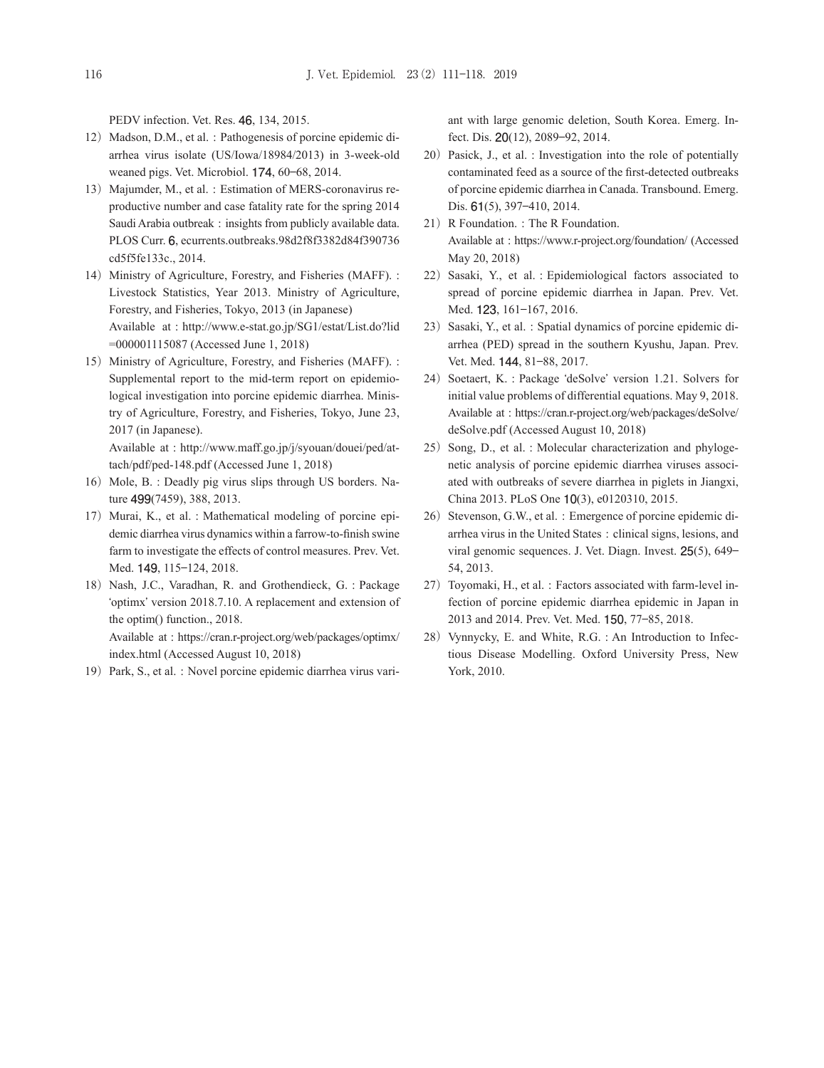PEDV infection. Vet. Res. **46**, 134, 2015.

12) Madson, D.M., et al. : Pathogenesis of porcine epidemic diarrhea virus isolate (US/Iowa/18984/2013) in 3-week-old weaned pigs. Vet. Microbiol. **174**, 60–68, 2014.

13) Majumder, M., et al. : Estimation of MERS-coronavirus reproductive number and case fatality rate for the spring 2014 Saudi Arabia outbreak : insights from publicly available data. PLOS Curr. **6**, ecurrents.outbreaks.98d2f8f3382d84f390736cd5f5fe133c., 2014.

14) Ministry of Agriculture, Forestry, and Fisheries (MAFF). : Livestock Statistics, Year 2013. Ministry of Agriculture, Forestry, and Fisheries, Tokyo, 2013 (in Japanese)
Available at : http://www.e-stat.go.jp/SG1/estat/List.do?lid=000001115087 (Accessed June 1, 2018)

15) Ministry of Agriculture, Forestry, and Fisheries (MAFF). : Supplemental report to the mid-term report on epidemiological investigation into porcine epidemic diarrhea. Ministry of Agriculture, Forestry, and Fisheries, Tokyo, June 23, 2017 (in Japanese).
Available at : http://www.maff.go.jp/j/syouan/douei/ped/attach/pdf/ped-148.pdf (Accessed June 1, 2018)

16) Mole, B. : Deadly pig virus slips through US borders. Nature **499**(7459), 388, 2013.

17) Murai, K., et al. : Mathematical modeling of porcine epidemic diarrhea virus dynamics within a farrow-to-finish swine farm to investigate the effects of control measures. Prev. Vet. Med. **149**, 115–124, 2018.

18) Nash, J.C., Varadhan, R. and Grothendieck, G. : Package 'optimx' version 2018.7.10. A replacement and extension of the optim() function., 2018.
Available at : https://cran.r-project.org/web/packages/optimx/index.html (Accessed August 10, 2018)

19) Park, S., et al. : Novel porcine epidemic diarrhea virus variant with large genomic deletion, South Korea. Emerg. Infect. Dis. **20**(12), 2089–92, 2014.

20) Pasick, J., et al. : Investigation into the role of potentially contaminated feed as a source of the first-detected outbreaks of porcine epidemic diarrhea in Canada. Transbound. Emerg. Dis. **61**(5), 397–410, 2014.

21) R Foundation. : The R Foundation.
Available at : https://www.r-project.org/foundation/ (Accessed May 20, 2018)

22) Sasaki, Y., et al. : Epidemiological factors associated to spread of porcine epidemic diarrhea in Japan. Prev. Vet. Med. **123**, 161–167, 2016.

23) Sasaki, Y., et al. : Spatial dynamics of porcine epidemic diarrhea (PED) spread in the southern Kyushu, Japan. Prev. Vet. Med. **144**, 81–88, 2017.

24) Soetaert, K. : Package 'deSolve' version 1.21. Solvers for initial value problems of differential equations. May 9, 2018.
Available at : https://cran.r-project.org/web/packages/deSolve/deSolve.pdf (Accessed August 10, 2018)

25) Song, D., et al. : Molecular characterization and phylogenetic analysis of porcine epidemic diarrhea viruses associated with outbreaks of severe diarrhea in piglets in Jiangxi, China 2013. PLoS One **10**(3), e0120310, 2015.

26) Stevenson, G.W., et al. : Emergence of porcine epidemic diarrhea virus in the United States : clinical signs, lesions, and viral genomic sequences. J. Vet. Diagn. Invest. **25**(5), 649–54, 2013.

27) Toyomaki, H., et al. : Factors associated with farm-level infection of porcine epidemic diarrhea epidemic in Japan in 2013 and 2014. Prev. Vet. Med. **150**, 77–85, 2018.

28) Vynnycky, E. and White, R.G. : An Introduction to Infectious Disease Modelling. Oxford University Press, New York, 2010.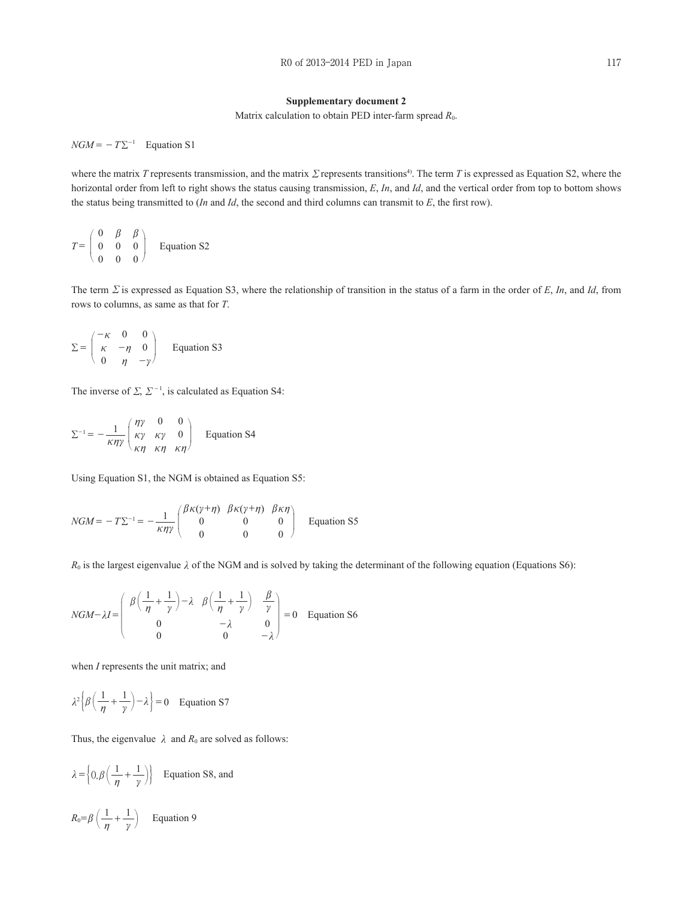**Supplementary document 2**

Matrix calculation to obtain PED inter-farm spread $R_0$.

$$NGM = -T\Sigma^{-1} \quad \text{Equation S1}$$

where the matrix $T$ represents transmission, and the matrix $\Sigma$ represents transitions[4]. The term $T$ is expressed as Equation S2, where the horizontal order from left to right shows the status causing transmission, $E$, $In$, and $Id$, and the vertical order from top to bottom shows the status being transmitted to ($In$ and $Id$, the second and third columns can transmit to $E$, the first row).

$$T = \begin{pmatrix} 0 & \beta & \beta \\ 0 & 0 & 0 \\ 0 & 0 & 0 \end{pmatrix} \quad \text{Equation S2}$$

The term $\Sigma$ is expressed as Equation S3, where the relationship of transition in the status of a farm in the order of $E$, $In$, and $Id$, from rows to columns, as same as that for $T$.

$$\Sigma = \begin{pmatrix} -\kappa & 0 & 0 \\ \kappa & -\eta & 0 \\ 0 & \eta & -\gamma \end{pmatrix} \quad \text{Equation S3}$$

The inverse of $\Sigma$, $\Sigma^{-1}$, is calculated as Equation S4:

$$\Sigma^{-1} = -\frac{1}{\kappa\eta\gamma}\begin{pmatrix} \eta\gamma & 0 & 0 \\ \kappa\gamma & \kappa\gamma & 0 \\ \kappa\eta & \kappa\eta & \kappa\eta \end{pmatrix} \quad \text{Equation S4}$$

Using Equation S1, the NGM is obtained as Equation S5:

$$NGM = -T\Sigma^{-1} = -\frac{1}{\kappa\eta\gamma}\begin{pmatrix} \beta\kappa(\gamma+\eta) & \beta\kappa(\gamma+\eta) & \beta\kappa\eta \\ 0 & 0 & 0 \\ 0 & 0 & 0 \end{pmatrix} \quad \text{Equation S5}$$

$R_0$ is the largest eigenvalue $\lambda$ of the NGM and is solved by taking the determinant of the following equation (Equations S6):

$$NGM - \lambda I = \begin{pmatrix} \beta\left(\frac{1}{\eta}+\frac{1}{\gamma}\right)-\lambda & \beta\left(\frac{1}{\eta}+\frac{1}{\gamma}\right) & \frac{\beta}{\gamma} \\ 0 & -\lambda & 0 \\ 0 & 0 & -\lambda \end{pmatrix} = 0 \quad \text{Equation S6}$$

when $I$ represents the unit matrix; and

$$\lambda^2\left\{\beta\left(\frac{1}{\eta}+\frac{1}{\gamma}\right)-\lambda\right\} = 0 \quad \text{Equation S7}$$

Thus, the eigenvalue $\lambda$ and $R_0$ are solved as follows:

$$\lambda = \left\{0, \beta\left(\frac{1}{\eta}+\frac{1}{\gamma}\right)\right\} \quad \text{Equation S8, and}$$

$$R_0 = \beta\left(\frac{1}{\eta}+\frac{1}{\gamma}\right) \quad \text{Equation 9}$$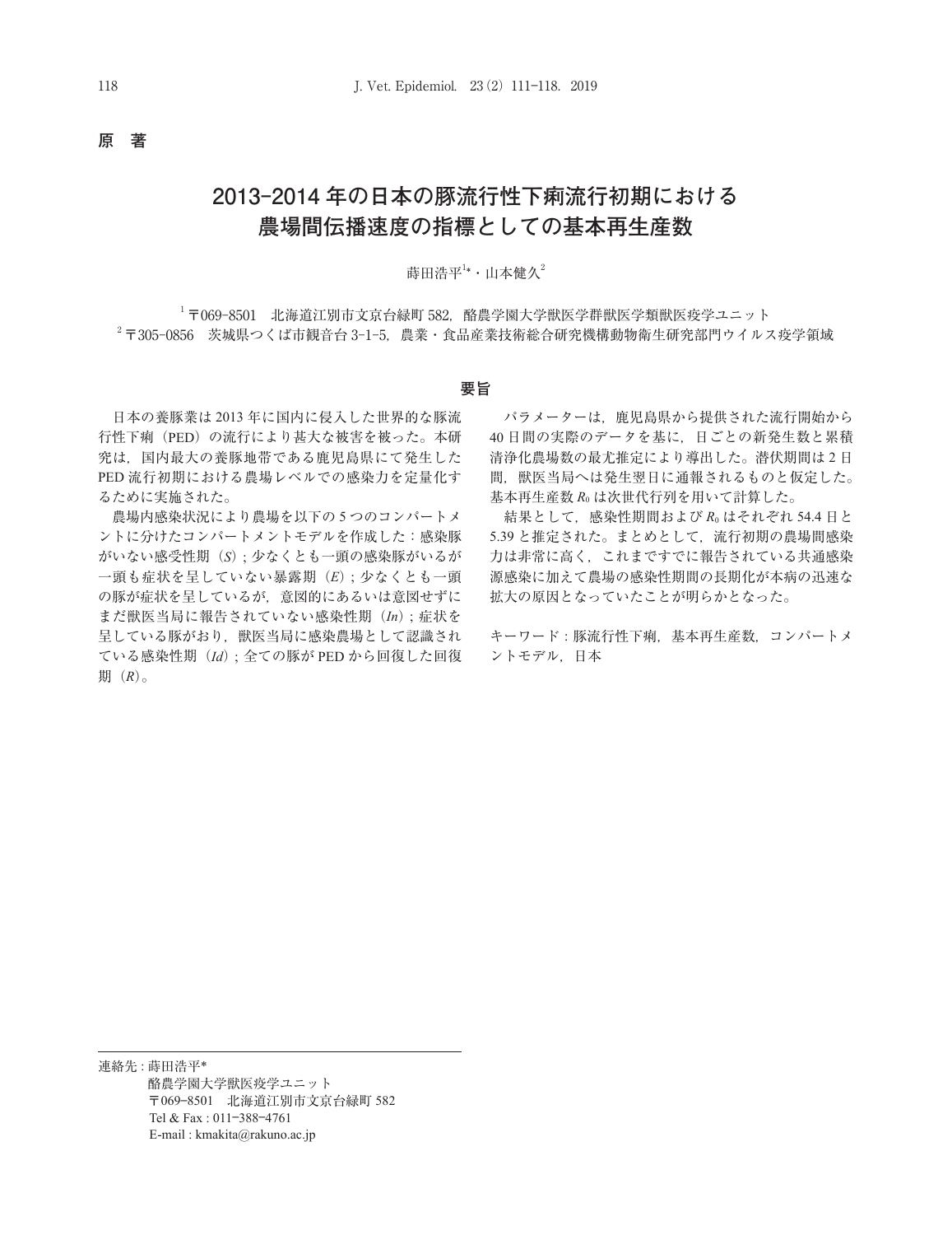原　著

# 2013–2014 年の日本の豚流行性下痢流行初期における農場間伝播速度の指標としての基本再生産数

蒔田浩平[1]*・山本健久[2]

[1] 〒069–8501　北海道江別市文京台緑町 582，酪農学園大学獣医学群獣医学類獣医疫学ユニット
[2] 〒305–0856　茨城県つくば市観音台 3–1–5，農業・食品産業技術総合研究機構動物衛生研究部門ウイルス疫学領域

## 要旨

日本の養豚業は 2013 年に国内に侵入した世界的な豚流行性下痢（PED）の流行により甚大な被害を被った。本研究は，国内最大の養豚地帯である鹿児島県にて発生した PED 流行初期における農場レベルでの感染力を定量化するために実施された。

農場内感染状況により農場を以下の 5 つのコンパートメントに分けたコンパートメントモデルを作成した：感染豚がいない感受性期（$S$）；少なくとも一頭の感染豚がいるが一頭も症状を呈していない暴露期（$E$）；少なくとも一頭の豚が症状を呈しているが，意図的にあるいは意図せずにまだ獣医当局に報告されていない感染性期（$In$）；症状を呈している豚がおり，獣医当局に感染農場として認識されている感染性期（$Id$）；全ての豚が PED から回復した回復期（$R$）。

パラメーターは，鹿児島県から提供された流行開始から 40 日間の実際のデータを基に，日ごとの新発生数と累積清浄化農場数の最尤推定により導出した。潜伏期間は 2 日間，獣医当局へは発生翌日に通報されるものと仮定した。基本再生産数 $R_0$ は次世代行列を用いて計算した。

結果として，感染性期間および $R_0$ はそれぞれ 54.4 日と 5.39 と推定された。まとめとして，流行初期の農場間感染力は非常に高く，これまでですでに報告されている共通感染源感染に加えて農場の感染性期間の長期化が本病の迅速な拡大の原因となっていたことが明らかとなった。

キーワード：豚流行性下痢，基本再生産数，コンパートメントモデル，日本

---

連絡先：蒔田浩平*
　　酪農学園大学獣医疫学ユニット
　　〒069–8501　北海道江別市文京台緑町 582
　　Tel & Fax : 011–388–4761
　　E-mail : kmakita@rakuno.ac.jp